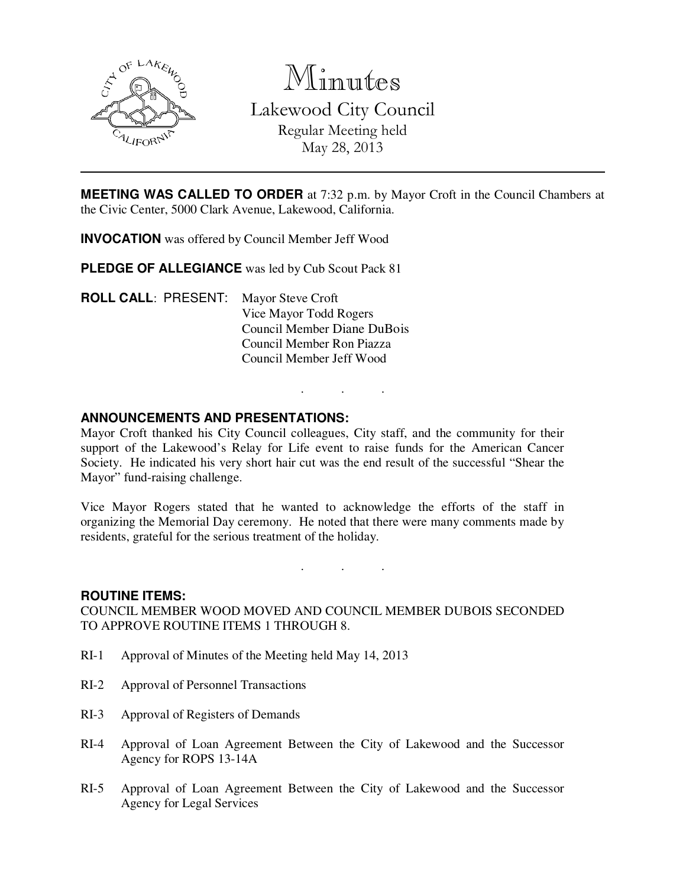# Minutes

## Lakewood City Council

Regular Meeting held
May 28, 2013

---

**MEETING WAS CALLED TO ORDER** at 7:32 p.m. by Mayor Croft in the Council Chambers at the Civic Center, 5000 Clark Avenue, Lakewood, California.

**INVOCATION** was offered by Council Member Jeff Wood

**PLEDGE OF ALLEGIANCE** was led by Cub Scout Pack 81

**ROLL CALL**: PRESENT: Mayor Steve Croft
Vice Mayor Todd Rogers
Council Member Diane DuBois
Council Member Ron Piazza
Council Member Jeff Wood

. . .

**ANNOUNCEMENTS AND PRESENTATIONS:**

Mayor Croft thanked his City Council colleagues, City staff, and the community for their support of the Lakewood's Relay for Life event to raise funds for the American Cancer Society. He indicated his very short hair cut was the end result of the successful "Shear the Mayor" fund-raising challenge.

Vice Mayor Rogers stated that he wanted to acknowledge the efforts of the staff in organizing the Memorial Day ceremony. He noted that there were many comments made by residents, grateful for the serious treatment of the holiday.

. . .

**ROUTINE ITEMS:**

COUNCIL MEMBER WOOD MOVED AND COUNCIL MEMBER DUBOIS SECONDED TO APPROVE ROUTINE ITEMS 1 THROUGH 8.

RI-1 Approval of Minutes of the Meeting held May 14, 2013

RI-2 Approval of Personnel Transactions

RI-3 Approval of Registers of Demands

RI-4 Approval of Loan Agreement Between the City of Lakewood and the Successor Agency for ROPS 13-14A

RI-5 Approval of Loan Agreement Between the City of Lakewood and the Successor Agency for Legal Services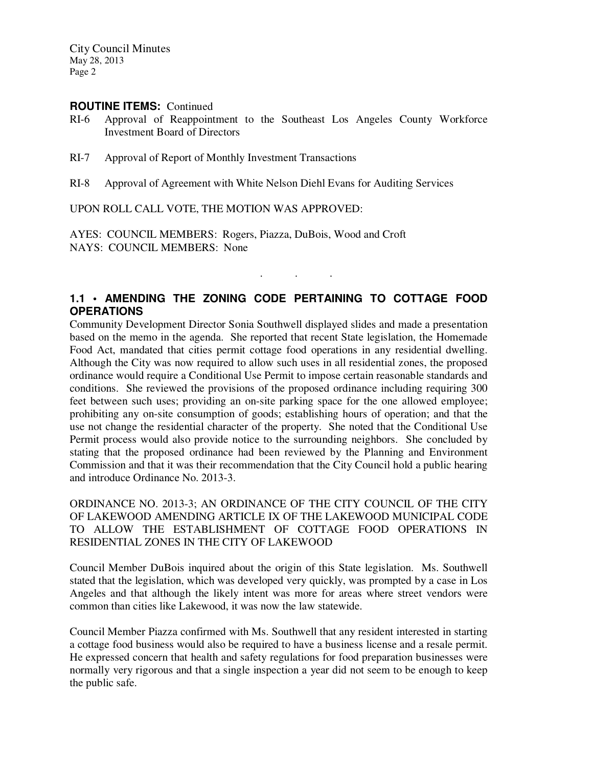**ROUTINE ITEMS:** Continued

RI-6 Approval of Reappointment to the Southeast Los Angeles County Workforce Investment Board of Directors

RI-7 Approval of Report of Monthly Investment Transactions

RI-8 Approval of Agreement with White Nelson Diehl Evans for Auditing Services

UPON ROLL CALL VOTE, THE MOTION WAS APPROVED:

AYES: COUNCIL MEMBERS: Rogers, Piazza, DuBois, Wood and Croft
NAYS: COUNCIL MEMBERS: None

. . .

## 1.1 • AMENDING THE ZONING CODE PERTAINING TO COTTAGE FOOD OPERATIONS

Community Development Director Sonia Southwell displayed slides and made a presentation based on the memo in the agenda. She reported that recent State legislation, the Homemade Food Act, mandated that cities permit cottage food operations in any residential dwelling. Although the City was now required to allow such uses in all residential zones, the proposed ordinance would require a Conditional Use Permit to impose certain reasonable standards and conditions. She reviewed the provisions of the proposed ordinance including requiring 300 feet between such uses; providing an on-site parking space for the one allowed employee; prohibiting any on-site consumption of goods; establishing hours of operation; and that the use not change the residential character of the property. She noted that the Conditional Use Permit process would also provide notice to the surrounding neighbors. She concluded by stating that the proposed ordinance had been reviewed by the Planning and Environment Commission and that it was their recommendation that the City Council hold a public hearing and introduce Ordinance No. 2013-3.

ORDINANCE NO. 2013-3; AN ORDINANCE OF THE CITY COUNCIL OF THE CITY OF LAKEWOOD AMENDING ARTICLE IX OF THE LAKEWOOD MUNICIPAL CODE TO ALLOW THE ESTABLISHMENT OF COTTAGE FOOD OPERATIONS IN RESIDENTIAL ZONES IN THE CITY OF LAKEWOOD

Council Member DuBois inquired about the origin of this State legislation. Ms. Southwell stated that the legislation, which was developed very quickly, was prompted by a case in Los Angeles and that although the likely intent was more for areas where street vendors were common than cities like Lakewood, it was now the law statewide.

Council Member Piazza confirmed with Ms. Southwell that any resident interested in starting a cottage food business would also be required to have a business license and a resale permit. He expressed concern that health and safety regulations for food preparation businesses were normally very rigorous and that a single inspection a year did not seem to be enough to keep the public safe.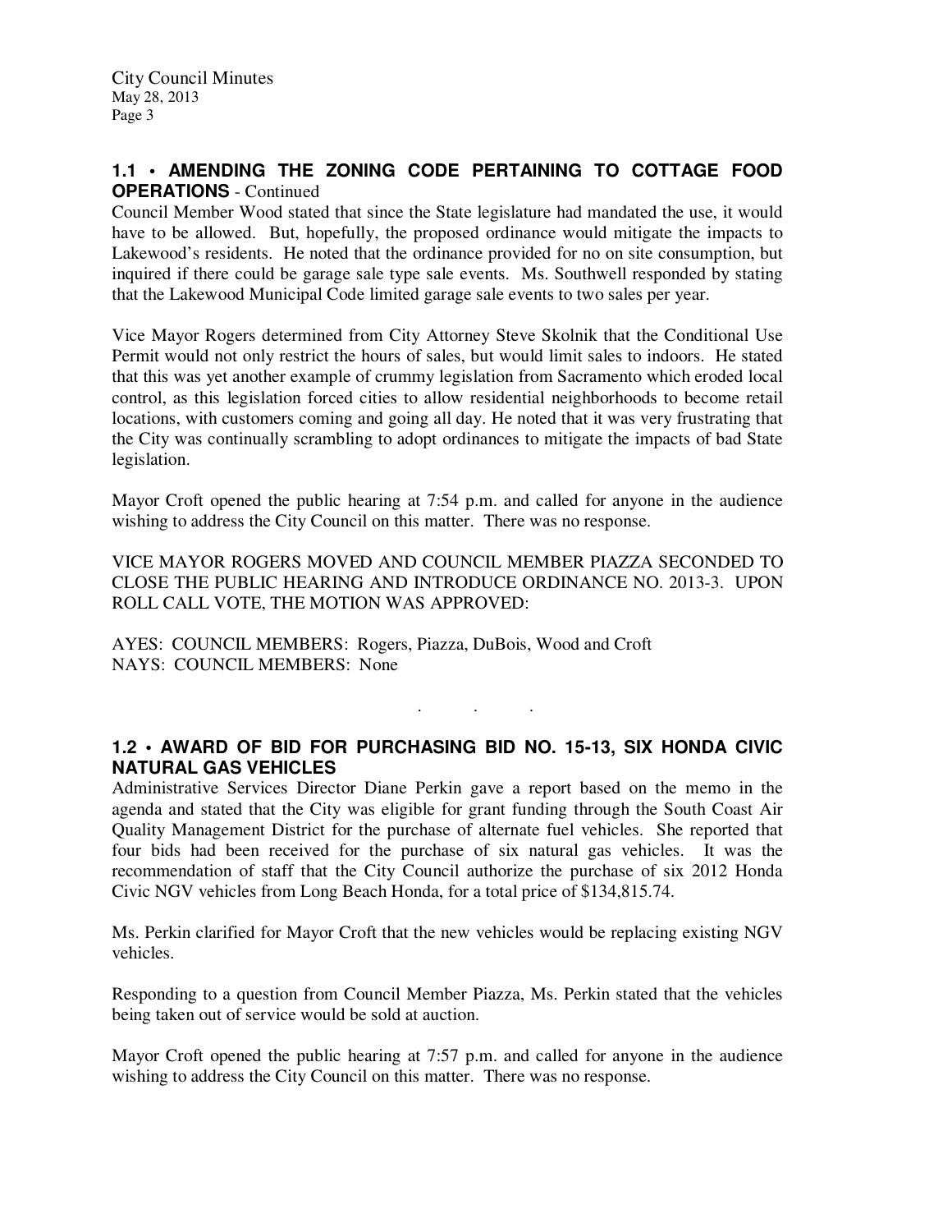## 1.1 • AMENDING THE ZONING CODE PERTAINING TO COTTAGE FOOD OPERATIONS - Continued

Council Member Wood stated that since the State legislature had mandated the use, it would have to be allowed. But, hopefully, the proposed ordinance would mitigate the impacts to Lakewood's residents. He noted that the ordinance provided for no on site consumption, but inquired if there could be garage sale type sale events. Ms. Southwell responded by stating that the Lakewood Municipal Code limited garage sale events to two sales per year.

Vice Mayor Rogers determined from City Attorney Steve Skolnik that the Conditional Use Permit would not only restrict the hours of sales, but would limit sales to indoors. He stated that this was yet another example of crummy legislation from Sacramento which eroded local control, as this legislation forced cities to allow residential neighborhoods to become retail locations, with customers coming and going all day. He noted that it was very frustrating that the City was continually scrambling to adopt ordinances to mitigate the impacts of bad State legislation.

Mayor Croft opened the public hearing at 7:54 p.m. and called for anyone in the audience wishing to address the City Council on this matter. There was no response.

VICE MAYOR ROGERS MOVED AND COUNCIL MEMBER PIAZZA SECONDED TO CLOSE THE PUBLIC HEARING AND INTRODUCE ORDINANCE NO. 2013-3. UPON ROLL CALL VOTE, THE MOTION WAS APPROVED:

AYES: COUNCIL MEMBERS: Rogers, Piazza, DuBois, Wood and Croft
NAYS: COUNCIL MEMBERS: None

. . .

## 1.2 • AWARD OF BID FOR PURCHASING BID NO. 15-13, SIX HONDA CIVIC NATURAL GAS VEHICLES

Administrative Services Director Diane Perkin gave a report based on the memo in the agenda and stated that the City was eligible for grant funding through the South Coast Air Quality Management District for the purchase of alternate fuel vehicles. She reported that four bids had been received for the purchase of six natural gas vehicles. It was the recommendation of staff that the City Council authorize the purchase of six 2012 Honda Civic NGV vehicles from Long Beach Honda, for a total price of $134,815.74.

Ms. Perkin clarified for Mayor Croft that the new vehicles would be replacing existing NGV vehicles.

Responding to a question from Council Member Piazza, Ms. Perkin stated that the vehicles being taken out of service would be sold at auction.

Mayor Croft opened the public hearing at 7:57 p.m. and called for anyone in the audience wishing to address the City Council on this matter. There was no response.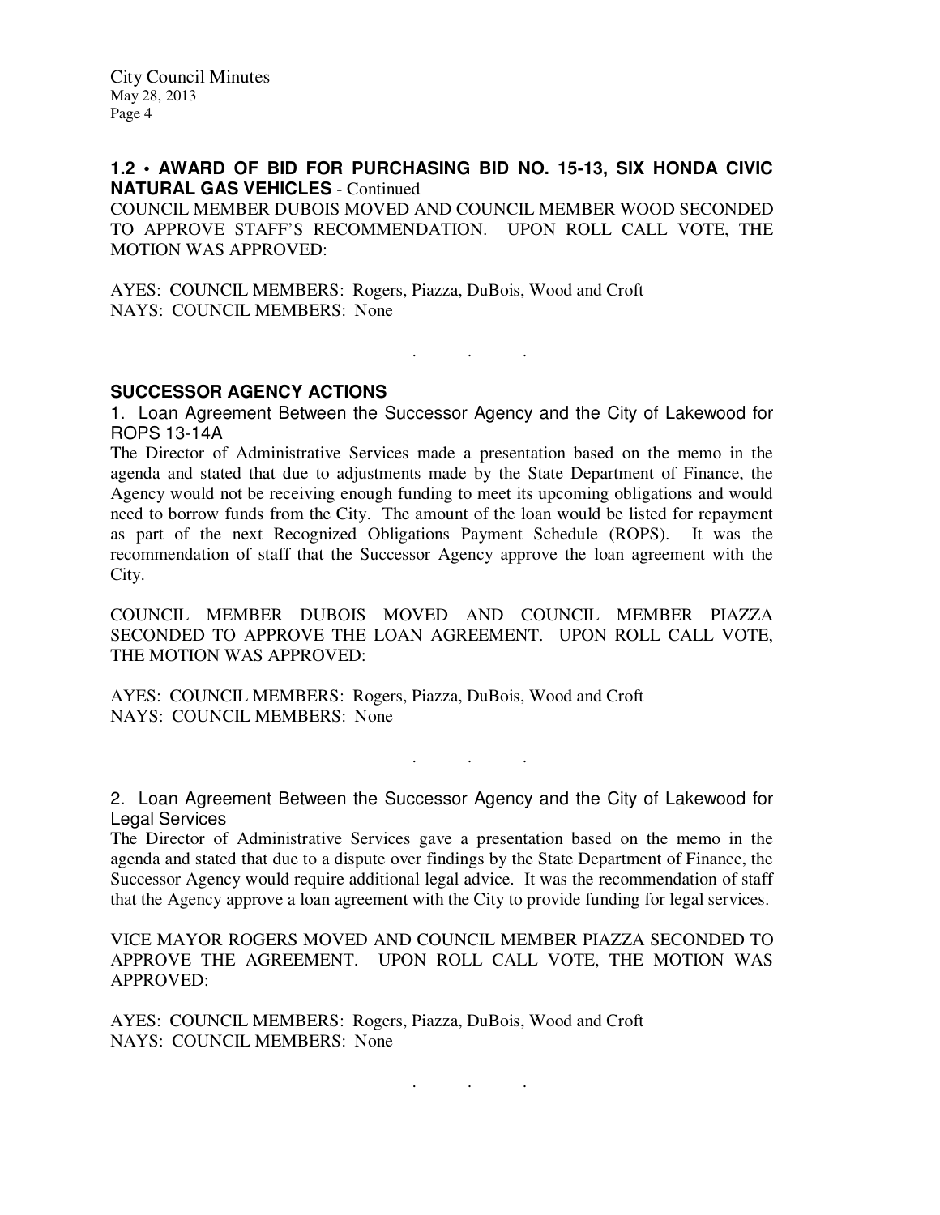**1.2 • AWARD OF BID FOR PURCHASING BID NO. 15-13, SIX HONDA CIVIC NATURAL GAS VEHICLES** - Continued

COUNCIL MEMBER DUBOIS MOVED AND COUNCIL MEMBER WOOD SECONDED TO APPROVE STAFF'S RECOMMENDATION. UPON ROLL CALL VOTE, THE MOTION WAS APPROVED:

AYES: COUNCIL MEMBERS: Rogers, Piazza, DuBois, Wood and Croft
NAYS: COUNCIL MEMBERS: None

. . .

**SUCCESSOR AGENCY ACTIONS**

1. Loan Agreement Between the Successor Agency and the City of Lakewood for ROPS 13-14A

The Director of Administrative Services made a presentation based on the memo in the agenda and stated that due to adjustments made by the State Department of Finance, the Agency would not be receiving enough funding to meet its upcoming obligations and would need to borrow funds from the City. The amount of the loan would be listed for repayment as part of the next Recognized Obligations Payment Schedule (ROPS). It was the recommendation of staff that the Successor Agency approve the loan agreement with the City.

COUNCIL MEMBER DUBOIS MOVED AND COUNCIL MEMBER PIAZZA SECONDED TO APPROVE THE LOAN AGREEMENT. UPON ROLL CALL VOTE, THE MOTION WAS APPROVED:

AYES: COUNCIL MEMBERS: Rogers, Piazza, DuBois, Wood and Croft
NAYS: COUNCIL MEMBERS: None

. . .

2. Loan Agreement Between the Successor Agency and the City of Lakewood for Legal Services

The Director of Administrative Services gave a presentation based on the memo in the agenda and stated that due to a dispute over findings by the State Department of Finance, the Successor Agency would require additional legal advice. It was the recommendation of staff that the Agency approve a loan agreement with the City to provide funding for legal services.

VICE MAYOR ROGERS MOVED AND COUNCIL MEMBER PIAZZA SECONDED TO APPROVE THE AGREEMENT. UPON ROLL CALL VOTE, THE MOTION WAS APPROVED:

AYES: COUNCIL MEMBERS: Rogers, Piazza, DuBois, Wood and Croft
NAYS: COUNCIL MEMBERS: None

. . .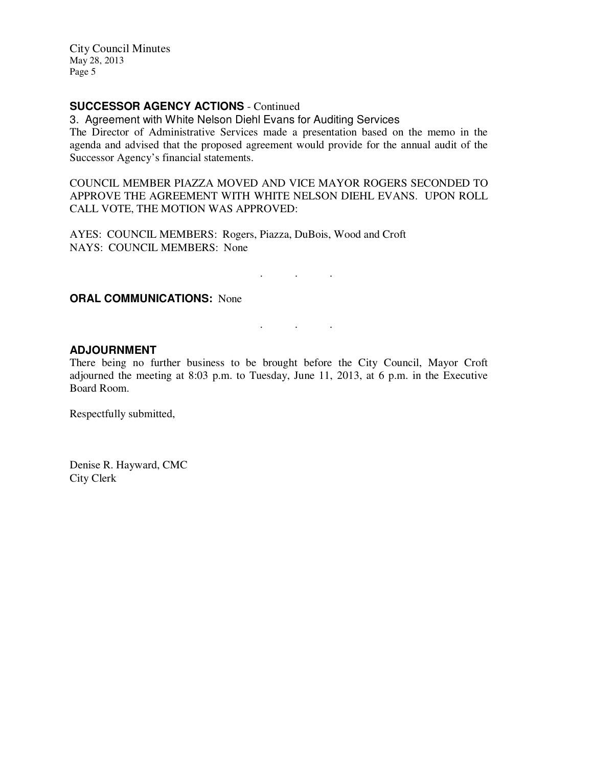## SUCCESSOR AGENCY ACTIONS - Continued

3. Agreement with White Nelson Diehl Evans for Auditing Services

The Director of Administrative Services made a presentation based on the memo in the agenda and advised that the proposed agreement would provide for the annual audit of the Successor Agency's financial statements.

COUNCIL MEMBER PIAZZA MOVED AND VICE MAYOR ROGERS SECONDED TO APPROVE THE AGREEMENT WITH WHITE NELSON DIEHL EVANS. UPON ROLL CALL VOTE, THE MOTION WAS APPROVED:

AYES: COUNCIL MEMBERS: Rogers, Piazza, DuBois, Wood and Croft
NAYS: COUNCIL MEMBERS: None

. . .

## ORAL COMMUNICATIONS: None

. . .

## ADJOURNMENT

There being no further business to be brought before the City Council, Mayor Croft adjourned the meeting at 8:03 p.m. to Tuesday, June 11, 2013, at 6 p.m. in the Executive Board Room.

Respectfully submitted,

Denise R. Hayward, CMC
City Clerk